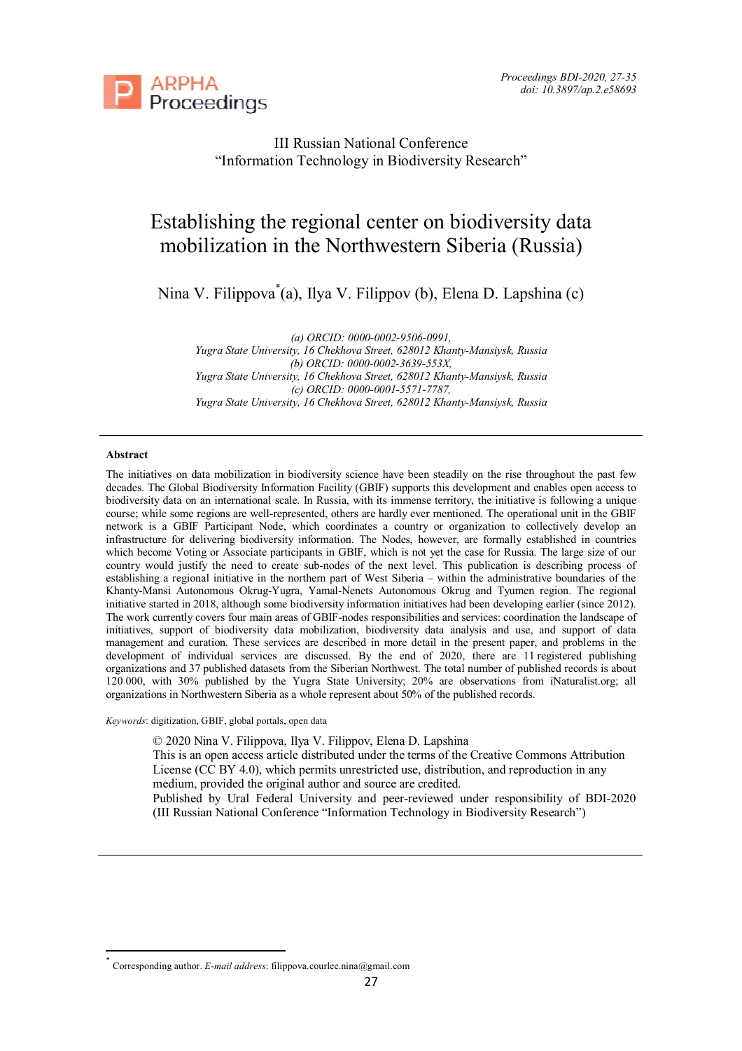III Russian National Conference
"Information Technology in Biodiversity Research"

# Establishing the regional center on biodiversity data mobilization in the Northwestern Siberia (Russia)

Nina V. Filippova[*] (a), Ilya V. Filippov (b), Elena D. Lapshina (c)

*(a) ORCID: 0000-0002-9506-0991,*
*Yugra State University, 16 Chekhova Street, 628012 Khanty-Mansiysk, Russia*
*(b) ORCID: 0000-0002-3639-553X,*
*Yugra State University, 16 Chekhova Street, 628012 Khanty-Mansiysk, Russia*
*(c) ORCID: 0000-0001-5571-7787,*
*Yugra State University, 16 Chekhova Street, 628012 Khanty-Mansiysk, Russia*

---

**Abstract**

The initiatives on data mobilization in biodiversity science have been steadily on the rise throughout the past few decades. The Global Biodiversity Information Facility (GBIF) supports this development and enables open access to biodiversity data on an international scale. In Russia, with its immense territory, the initiative is following a unique course; while some regions are well-represented, others are hardly ever mentioned. The operational unit in the GBIF network is a GBIF Participant Node, which coordinates a country or organization to collectively develop an infrastructure for delivering biodiversity information. The Nodes, however, are formally established in countries which become Voting or Associate participants in GBIF, which is not yet the case for Russia. The large size of our country would justify the need to create sub-nodes of the next level. This publication is describing process of establishing a regional initiative in the northern part of West Siberia – within the administrative boundaries of the Khanty-Mansi Autonomous Okrug-Yugra, Yamal-Nenets Autonomous Okrug and Tyumen region. The regional initiative started in 2018, although some biodiversity information initiatives had been developing earlier (since 2012). The work currently covers four main areas of GBIF-nodes responsibilities and services: coordination the landscape of initiatives, support of biodiversity data mobilization, biodiversity data analysis and use, and support of data management and curation. These services are described in more detail in the present paper, and problems in the development of individual services are discussed. By the end of 2020, there are 11 registered publishing organizations and 37 published datasets from the Siberian Northwest. The total number of published records is about 120 000, with 30% published by the Yugra State University; 20% are observations from iNaturalist.org; all organizations in Northwestern Siberia as a whole represent about 50% of the published records.

*Keywords*: digitization, GBIF, global portals, open data

© 2020 Nina V. Filippova, Ilya V. Filippov, Elena D. Lapshina
This is an open access article distributed under the terms of the Creative Commons Attribution License (CC BY 4.0), which permits unrestricted use, distribution, and reproduction in any medium, provided the original author and source are credited.
Published by Ural Federal University and peer-reviewed under responsibility of BDI-2020 (III Russian National Conference "Information Technology in Biodiversity Research")

---

[*] Corresponding author. *E-mail address*: filippova.courlee.nina@gmail.com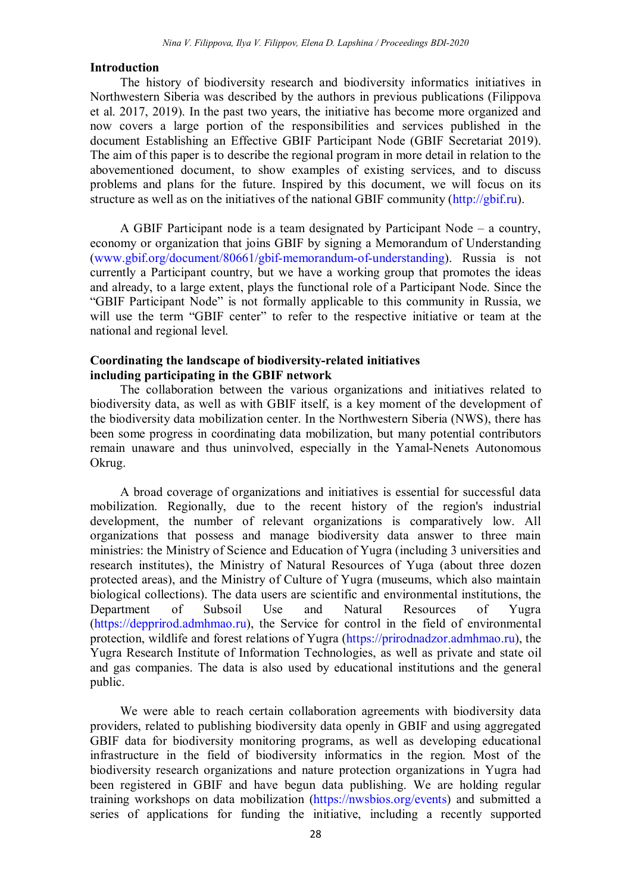## Introduction

The history of biodiversity research and biodiversity informatics initiatives in Northwestern Siberia was described by the authors in previous publications (Filippova et al. 2017, 2019). In the past two years, the initiative has become more organized and now covers a large portion of the responsibilities and services published in the document Establishing an Effective GBIF Participant Node (GBIF Secretariat 2019). The aim of this paper is to describe the regional program in more detail in relation to the abovementioned document, to show examples of existing services, and to discuss problems and plans for the future. Inspired by this document, we will focus on its structure as well as on the initiatives of the national GBIF community (http://gbif.ru).

A GBIF Participant node is a team designated by Participant Node – a country, economy or organization that joins GBIF by signing a Memorandum of Understanding (www.gbif.org/document/80661/gbif-memorandum-of-understanding). Russia is not currently a Participant country, but we have a working group that promotes the ideas and already, to a large extent, plays the functional role of a Participant Node. Since the "GBIF Participant Node" is not formally applicable to this community in Russia, we will use the term "GBIF center" to refer to the respective initiative or team at the national and regional level.

## Coordinating the landscape of biodiversity-related initiatives including participating in the GBIF network

The collaboration between the various organizations and initiatives related to biodiversity data, as well as with GBIF itself, is a key moment of the development of the biodiversity data mobilization center. In the Northwestern Siberia (NWS), there has been some progress in coordinating data mobilization, but many potential contributors remain unaware and thus uninvolved, especially in the Yamal-Nenets Autonomous Okrug.

A broad coverage of organizations and initiatives is essential for successful data mobilization. Regionally, due to the recent history of the region's industrial development, the number of relevant organizations is comparatively low. All organizations that possess and manage biodiversity data answer to three main ministries: the Ministry of Science and Education of Yugra (including 3 universities and research institutes), the Ministry of Natural Resources of Yuga (about three dozen protected areas), and the Ministry of Culture of Yugra (museums, which also maintain biological collections). The data users are scientific and environmental institutions, the Department of Subsoil Use and Natural Resources of Yugra (https://depprirod.admhmao.ru), the Service for control in the field of environmental protection, wildlife and forest relations of Yugra (https://prirodnadzor.admhmao.ru), the Yugra Research Institute of Information Technologies, as well as private and state oil and gas companies. The data is also used by educational institutions and the general public.

We were able to reach certain collaboration agreements with biodiversity data providers, related to publishing biodiversity data openly in GBIF and using aggregated GBIF data for biodiversity monitoring programs, as well as developing educational infrastructure in the field of biodiversity informatics in the region. Most of the biodiversity research organizations and nature protection organizations in Yugra had been registered in GBIF and have begun data publishing. We are holding regular training workshops on data mobilization (https://nwsbios.org/events) and submitted a series of applications for funding the initiative, including a recently supported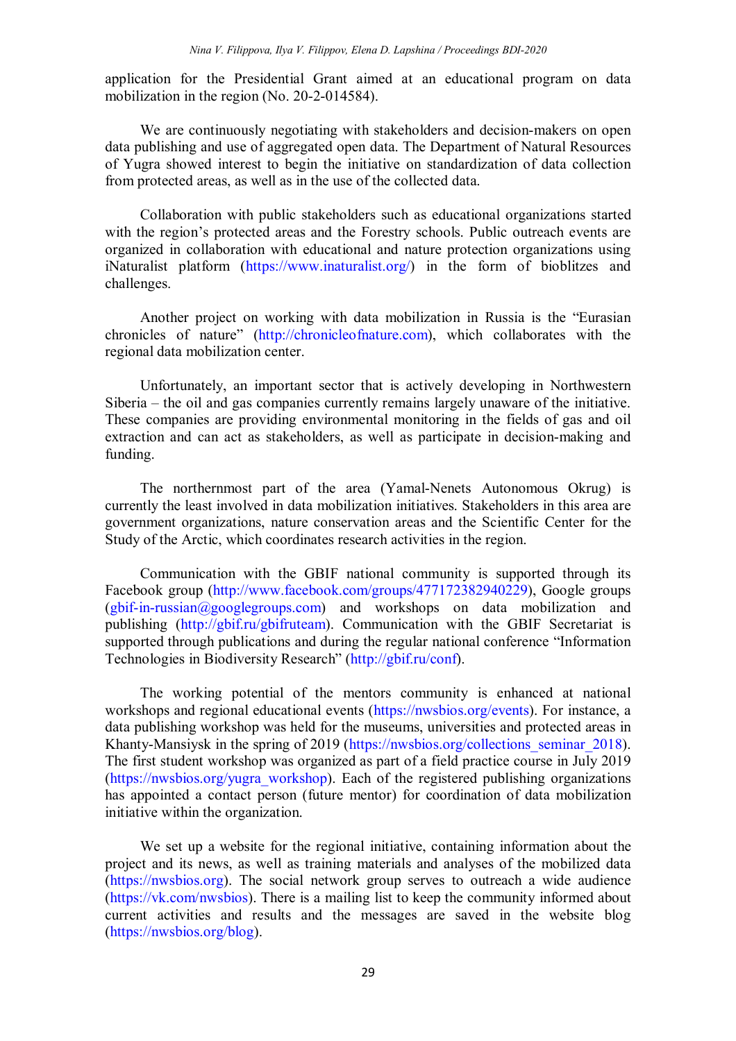application for the Presidential Grant aimed at an educational program on data mobilization in the region (No. 20-2-014584).

We are continuously negotiating with stakeholders and decision-makers on open data publishing and use of aggregated open data. The Department of Natural Resources of Yugra showed interest to begin the initiative on standardization of data collection from protected areas, as well as in the use of the collected data.

Collaboration with public stakeholders such as educational organizations started with the region's protected areas and the Forestry schools. Public outreach events are organized in collaboration with educational and nature protection organizations using iNaturalist platform (https://www.inaturalist.org/) in the form of bioblitzes and challenges.

Another project on working with data mobilization in Russia is the "Eurasian chronicles of nature" (http://chronicleofnature.com), which collaborates with the regional data mobilization center.

Unfortunately, an important sector that is actively developing in Northwestern Siberia – the oil and gas companies currently remains largely unaware of the initiative. These companies are providing environmental monitoring in the fields of gas and oil extraction and can act as stakeholders, as well as participate in decision-making and funding.

The northernmost part of the area (Yamal-Nenets Autonomous Okrug) is currently the least involved in data mobilization initiatives. Stakeholders in this area are government organizations, nature conservation areas and the Scientific Center for the Study of the Arctic, which coordinates research activities in the region.

Communication with the GBIF national community is supported through its Facebook group (http://www.facebook.com/groups/477172382940229), Google groups (gbif-in-russian@googlegroups.com) and workshops on data mobilization and publishing (http://gbif.ru/gbifruteam). Communication with the GBIF Secretariat is supported through publications and during the regular national conference "Information Technologies in Biodiversity Research" (http://gbif.ru/conf).

The working potential of the mentors community is enhanced at national workshops and regional educational events (https://nwsbios.org/events). For instance, a data publishing workshop was held for the museums, universities and protected areas in Khanty-Mansiysk in the spring of 2019 (https://nwsbios.org/collections_seminar_2018). The first student workshop was organized as part of a field practice course in July 2019 (https://nwsbios.org/yugra_workshop). Each of the registered publishing organizations has appointed a contact person (future mentor) for coordination of data mobilization initiative within the organization.

We set up a website for the regional initiative, containing information about the project and its news, as well as training materials and analyses of the mobilized data (https://nwsbios.org). The social network group serves to outreach a wide audience (https://vk.com/nwsbios). There is a mailing list to keep the community informed about current activities and results and the messages are saved in the website blog (https://nwsbios.org/blog).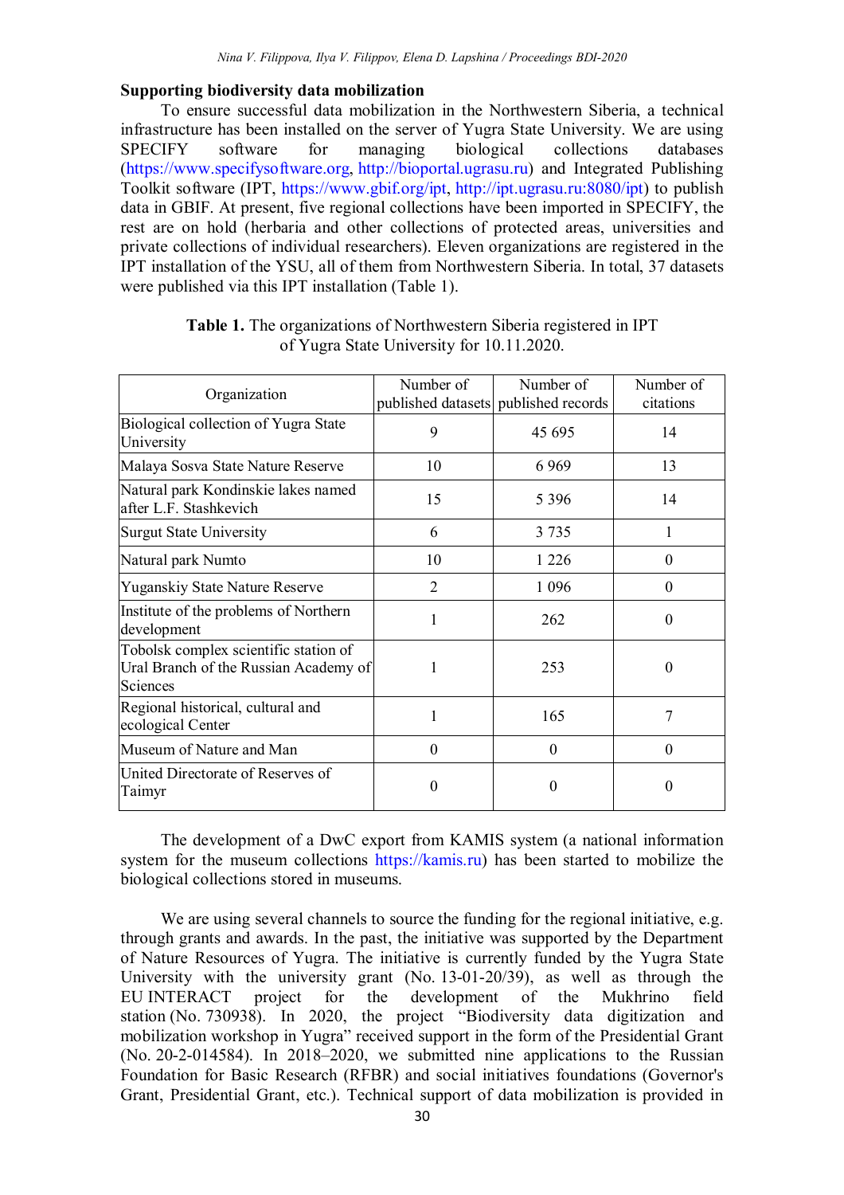### Supporting biodiversity data mobilization

To ensure successful data mobilization in the Northwestern Siberia, a technical infrastructure has been installed on the server of Yugra State University. We are using SPECIFY software for managing biological collections databases (https://www.specifysoftware.org, http://bioportal.ugrasu.ru) and Integrated Publishing Toolkit software (IPT, https://www.gbif.org/ipt, http://ipt.ugrasu.ru:8080/ipt) to publish data in GBIF. At present, five regional collections have been imported in SPECIFY, the rest are on hold (herbaria and other collections of protected areas, universities and private collections of individual researchers). Eleven organizations are registered in the IPT installation of the YSU, all of them from Northwestern Siberia. In total, 37 datasets were published via this IPT installation (Table 1).

**Table 1.** The organizations of Northwestern Siberia registered in IPT of Yugra State University for 10.11.2020.

| Organization | Number of published datasets | Number of published records | Number of citations |
|---|---|---|---|
| Biological collection of Yugra State University | 9 | 45 695 | 14 |
| Malaya Sosva State Nature Reserve | 10 | 6 969 | 13 |
| Natural park Kondinskie lakes named after L.F. Stashkevich | 15 | 5 396 | 14 |
| Surgut State University | 6 | 3 735 | 1 |
| Natural park Numto | 10 | 1 226 | 0 |
| Yuganskiy State Nature Reserve | 2 | 1 096 | 0 |
| Institute of the problems of Northern development | 1 | 262 | 0 |
| Tobolsk complex scientific station of Ural Branch of the Russian Academy of Sciences | 1 | 253 | 0 |
| Regional historical, cultural and ecological Center | 1 | 165 | 7 |
| Museum of Nature and Man | 0 | 0 | 0 |
| United Directorate of Reserves of Taimyr | 0 | 0 | 0 |

The development of a DwC export from KAMIS system (a national information system for the museum collections https://kamis.ru) has been started to mobilize the biological collections stored in museums.

We are using several channels to source the funding for the regional initiative, e.g. through grants and awards. In the past, the initiative was supported by the Department of Nature Resources of Yugra. The initiative is currently funded by the Yugra State University with the university grant (No. 13-01-20/39), as well as through the EU INTERACT project for the development of the Mukhrino field station (No. 730938). In 2020, the project "Biodiversity data digitization and mobilization workshop in Yugra" received support in the form of the Presidential Grant (No. 20-2-014584). In 2018–2020, we submitted nine applications to the Russian Foundation for Basic Research (RFBR) and social initiatives foundations (Governor's Grant, Presidential Grant, etc.). Technical support of data mobilization is provided in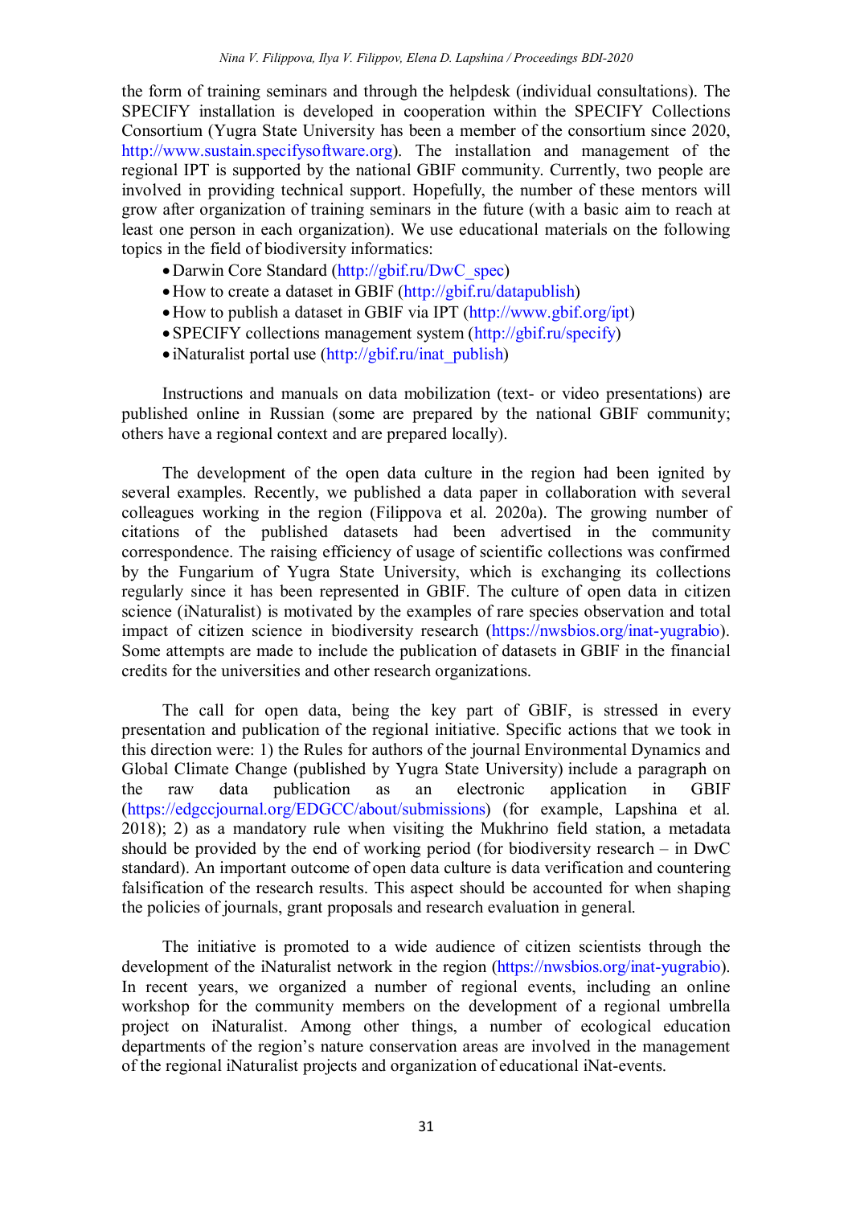the form of training seminars and through the helpdesk (individual consultations). The SPECIFY installation is developed in cooperation within the SPECIFY Collections Consortium (Yugra State University has been a member of the consortium since 2020, http://www.sustain.specifysoftware.org). The installation and management of the regional IPT is supported by the national GBIF community. Currently, two people are involved in providing technical support. Hopefully, the number of these mentors will grow after organization of training seminars in the future (with a basic aim to reach at least one person in each organization). We use educational materials on the following topics in the field of biodiversity informatics:

- Darwin Core Standard (http://gbif.ru/DwC_spec)
- How to create a dataset in GBIF (http://gbif.ru/datapublish)
- How to publish a dataset in GBIF via IPT (http://www.gbif.org/ipt)
- SPECIFY collections management system (http://gbif.ru/specify)
- iNaturalist portal use (http://gbif.ru/inat_publish)

Instructions and manuals on data mobilization (text- or video presentations) are published online in Russian (some are prepared by the national GBIF community; others have a regional context and are prepared locally).

The development of the open data culture in the region had been ignited by several examples. Recently, we published a data paper in collaboration with several colleagues working in the region (Filippova et al. 2020a). The growing number of citations of the published datasets had been advertised in the community correspondence. The raising efficiency of usage of scientific collections was confirmed by the Fungarium of Yugra State University, which is exchanging its collections regularly since it has been represented in GBIF. The culture of open data in citizen science (iNaturalist) is motivated by the examples of rare species observation and total impact of citizen science in biodiversity research (https://nwsbios.org/inat-yugrabio). Some attempts are made to include the publication of datasets in GBIF in the financial credits for the universities and other research organizations.

The call for open data, being the key part of GBIF, is stressed in every presentation and publication of the regional initiative. Specific actions that we took in this direction were: 1) the Rules for authors of the journal Environmental Dynamics and Global Climate Change (published by Yugra State University) include a paragraph on the raw data publication as an electronic application in GBIF (https://edgccjournal.org/EDGCC/about/submissions) (for example, Lapshina et al. 2018); 2) as a mandatory rule when visiting the Mukhrino field station, a metadata should be provided by the end of working period (for biodiversity research – in DwC standard). An important outcome of open data culture is data verification and countering falsification of the research results. This aspect should be accounted for when shaping the policies of journals, grant proposals and research evaluation in general.

The initiative is promoted to a wide audience of citizen scientists through the development of the iNaturalist network in the region (https://nwsbios.org/inat-yugrabio). In recent years, we organized a number of regional events, including an online workshop for the community members on the development of a regional umbrella project on iNaturalist. Among other things, a number of ecological education departments of the region's nature conservation areas are involved in the management of the regional iNaturalist projects and organization of educational iNat-events.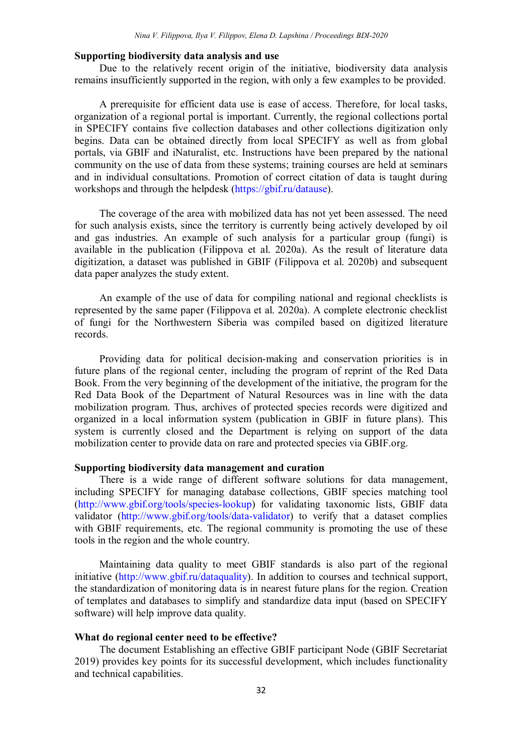### Supporting biodiversity data analysis and use

Due to the relatively recent origin of the initiative, biodiversity data analysis remains insufficiently supported in the region, with only a few examples to be provided.

A prerequisite for efficient data use is ease of access. Therefore, for local tasks, organization of a regional portal is important. Currently, the regional collections portal in SPECIFY contains five collection databases and other collections digitization only begins. Data can be obtained directly from local SPECIFY as well as from global portals, via GBIF and iNaturalist, etc. Instructions have been prepared by the national community on the use of data from these systems; training courses are held at seminars and in individual consultations. Promotion of correct citation of data is taught during workshops and through the helpdesk (https://gbif.ru/datause).

The coverage of the area with mobilized data has not yet been assessed. The need for such analysis exists, since the territory is currently being actively developed by oil and gas industries. An example of such analysis for a particular group (fungi) is available in the publication (Filippova et al. 2020a). As the result of literature data digitization, a dataset was published in GBIF (Filippova et al. 2020b) and subsequent data paper analyzes the study extent.

An example of the use of data for compiling national and regional checklists is represented by the same paper (Filippova et al. 2020a). A complete electronic checklist of fungi for the Northwestern Siberia was compiled based on digitized literature records.

Providing data for political decision-making and conservation priorities is in future plans of the regional center, including the program of reprint of the Red Data Book. From the very beginning of the development of the initiative, the program for the Red Data Book of the Department of Natural Resources was in line with the data mobilization program. Thus, archives of protected species records were digitized and organized in a local information system (publication in GBIF in future plans). This system is currently closed and the Department is relying on support of the data mobilization center to provide data on rare and protected species via GBIF.org.

### Supporting biodiversity data management and curation

There is a wide range of different software solutions for data management, including SPECIFY for managing database collections, GBIF species matching tool (http://www.gbif.org/tools/species-lookup) for validating taxonomic lists, GBIF data validator (http://www.gbif.org/tools/data-validator) to verify that a dataset complies with GBIF requirements, etc. The regional community is promoting the use of these tools in the region and the whole country.

Maintaining data quality to meet GBIF standards is also part of the regional initiative (http://www.gbif.ru/dataquality). In addition to courses and technical support, the standardization of monitoring data is in nearest future plans for the region. Creation of templates and databases to simplify and standardize data input (based on SPECIFY software) will help improve data quality.

### What do regional center need to be effective?

The document Establishing an effective GBIF participant Node (GBIF Secretariat 2019) provides key points for its successful development, which includes functionality and technical capabilities.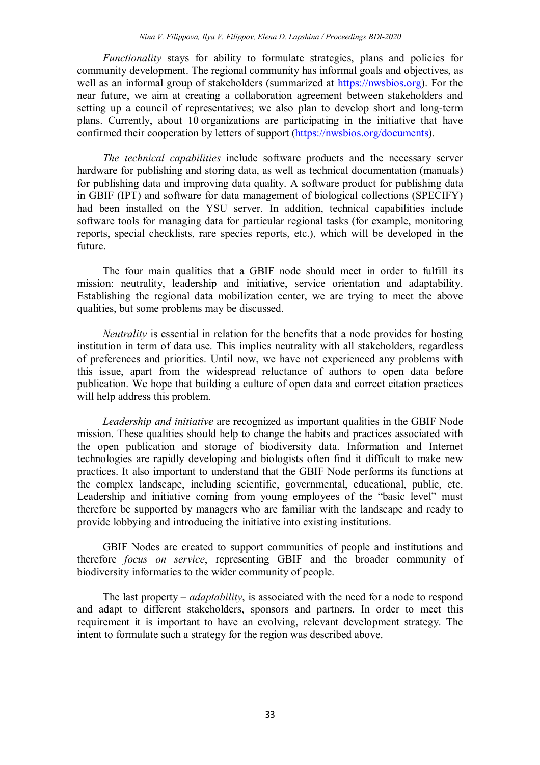*Functionality* stays for ability to formulate strategies, plans and policies for community development. The regional community has informal goals and objectives, as well as an informal group of stakeholders (summarized at https://nwsbios.org). For the near future, we aim at creating a collaboration agreement between stakeholders and setting up a council of representatives; we also plan to develop short and long-term plans. Currently, about 10 organizations are participating in the initiative that have confirmed their cooperation by letters of support (https://nwsbios.org/documents).

*The technical capabilities* include software products and the necessary server hardware for publishing and storing data, as well as technical documentation (manuals) for publishing data and improving data quality. A software product for publishing data in GBIF (IPT) and software for data management of biological collections (SPECIFY) had been installed on the YSU server. In addition, technical capabilities include software tools for managing data for particular regional tasks (for example, monitoring reports, special checklists, rare species reports, etc.), which will be developed in the future.

The four main qualities that a GBIF node should meet in order to fulfill its mission: neutrality, leadership and initiative, service orientation and adaptability. Establishing the regional data mobilization center, we are trying to meet the above qualities, but some problems may be discussed.

*Neutrality* is essential in relation for the benefits that a node provides for hosting institution in term of data use. This implies neutrality with all stakeholders, regardless of preferences and priorities. Until now, we have not experienced any problems with this issue, apart from the widespread reluctance of authors to open data before publication. We hope that building a culture of open data and correct citation practices will help address this problem.

*Leadership and initiative* are recognized as important qualities in the GBIF Node mission. These qualities should help to change the habits and practices associated with the open publication and storage of biodiversity data. Information and Internet technologies are rapidly developing and biologists often find it difficult to make new practices. It also important to understand that the GBIF Node performs its functions at the complex landscape, including scientific, governmental, educational, public, etc. Leadership and initiative coming from young employees of the "basic level" must therefore be supported by managers who are familiar with the landscape and ready to provide lobbying and introducing the initiative into existing institutions.

GBIF Nodes are created to support communities of people and institutions and therefore *focus on service*, representing GBIF and the broader community of biodiversity informatics to the wider community of people.

The last property – *adaptability*, is associated with the need for a node to respond and adapt to different stakeholders, sponsors and partners. In order to meet this requirement it is important to have an evolving, relevant development strategy. The intent to formulate such a strategy for the region was described above.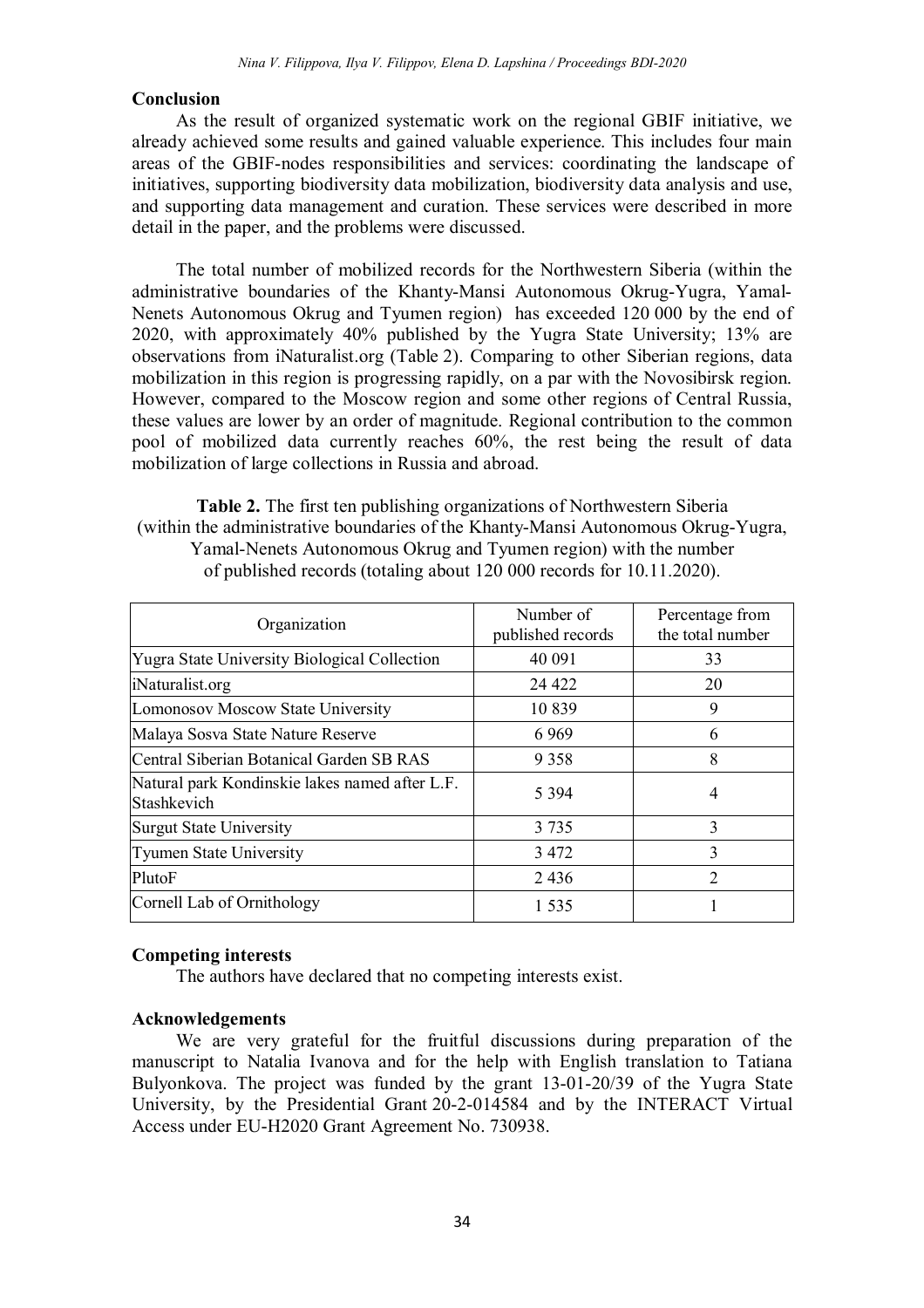## Conclusion

As the result of organized systematic work on the regional GBIF initiative, we already achieved some results and gained valuable experience. This includes four main areas of the GBIF-nodes responsibilities and services: coordinating the landscape of initiatives, supporting biodiversity data mobilization, biodiversity data analysis and use, and supporting data management and curation. These services were described in more detail in the paper, and the problems were discussed.

The total number of mobilized records for the Northwestern Siberia (within the administrative boundaries of the Khanty-Mansi Autonomous Okrug-Yugra, Yamal-Nenets Autonomous Okrug and Tyumen region) has exceeded 120 000 by the end of 2020, with approximately 40% published by the Yugra State University; 13% are observations from iNaturalist.org (Table 2). Comparing to other Siberian regions, data mobilization in this region is progressing rapidly, on a par with the Novosibirsk region. However, compared to the Moscow region and some other regions of Central Russia, these values are lower by an order of magnitude. Regional contribution to the common pool of mobilized data currently reaches 60%, the rest being the result of data mobilization of large collections in Russia and abroad.

**Table 2.** The first ten publishing organizations of Northwestern Siberia (within the administrative boundaries of the Khanty-Mansi Autonomous Okrug-Yugra, Yamal-Nenets Autonomous Okrug and Tyumen region) with the number of published records (totaling about 120 000 records for 10.11.2020).

| Organization | Number of published records | Percentage from the total number |
|---|---|---|
| Yugra State University Biological Collection | 40 091 | 33 |
| iNaturalist.org | 24 422 | 20 |
| Lomonosov Moscow State University | 10 839 | 9 |
| Malaya Sosva State Nature Reserve | 6 969 | 6 |
| Central Siberian Botanical Garden SB RAS | 9 358 | 8 |
| Natural park Kondinskie lakes named after L.F. Stashkevich | 5 394 | 4 |
| Surgut State University | 3 735 | 3 |
| Tyumen State University | 3 472 | 3 |
| PlutoF | 2 436 | 2 |
| Cornell Lab of Ornithology | 1 535 | 1 |

## Competing interests

The authors have declared that no competing interests exist.

## Acknowledgements

We are very grateful for the fruitful discussions during preparation of the manuscript to Natalia Ivanova and for the help with English translation to Tatiana Bulyonkova. The project was funded by the grant 13-01-20/39 of the Yugra State University, by the Presidential Grant 20-2-014584 and by the INTERACT Virtual Access under EU-H2020 Grant Agreement No. 730938.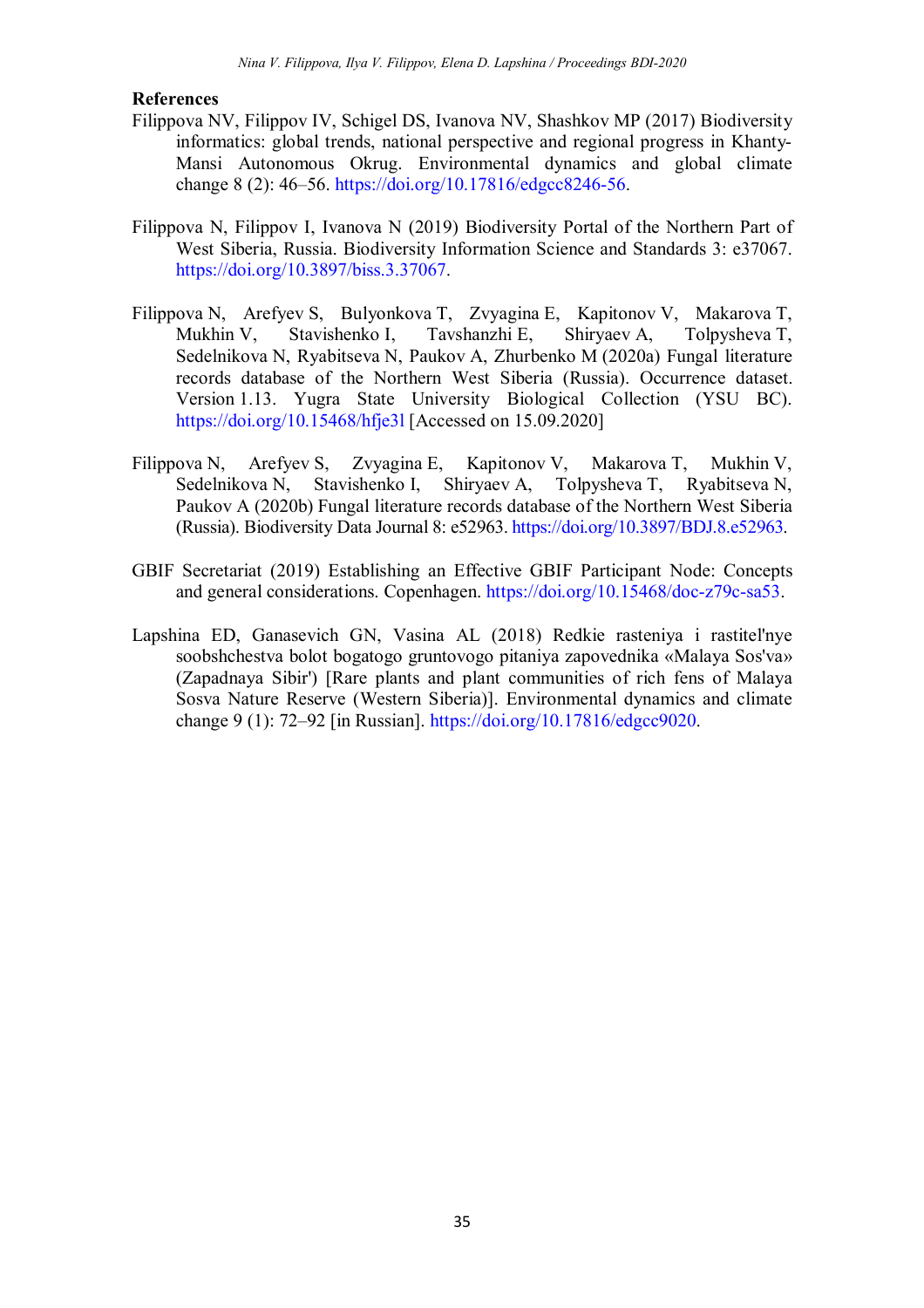**References**

Filippova NV, Filippov IV, Schigel DS, Ivanova NV, Shashkov MP (2017) Biodiversity informatics: global trends, national perspective and regional progress in Khanty-Mansi Autonomous Okrug. Environmental dynamics and global climate change 8 (2): 46–56. https://doi.org/10.17816/edgcc8246-56.

Filippova N, Filippov I, Ivanova N (2019) Biodiversity Portal of the Northern Part of West Siberia, Russia. Biodiversity Information Science and Standards 3: e37067. https://doi.org/10.3897/biss.3.37067.

Filippova N, Arefyev S, Bulyonkova T, Zvyagina E, Kapitonov V, Makarova T, Mukhin V, Stavishenko I, Tavshanzhi E, Shiryaev A, Tolpysheva T, Sedelnikova N, Ryabitseva N, Paukov A, Zhurbenko M (2020a) Fungal literature records database of the Northern West Siberia (Russia). Occurrence dataset. Version 1.13. Yugra State University Biological Collection (YSU BC). https://doi.org/10.15468/hfje3l [Accessed on 15.09.2020]

Filippova N, Arefyev S, Zvyagina E, Kapitonov V, Makarova T, Mukhin V, Sedelnikova N, Stavishenko I, Shiryaev A, Tolpysheva T, Ryabitseva N, Paukov A (2020b) Fungal literature records database of the Northern West Siberia (Russia). Biodiversity Data Journal 8: e52963. https://doi.org/10.3897/BDJ.8.e52963.

GBIF Secretariat (2019) Establishing an Effective GBIF Participant Node: Concepts and general considerations. Copenhagen. https://doi.org/10.15468/doc-z79c-sa53.

Lapshina ED, Ganasevich GN, Vasina AL (2018) Redkie rasteniya i rastitel'nye soobshchestva bolot bogatogo gruntovogo pitaniya zapovednika «Malaya Sos'va» (Zapadnaya Sibir') [Rare plants and plant communities of rich fens of Malaya Sosva Nature Reserve (Western Siberia)]. Environmental dynamics and climate change 9 (1): 72–92 [in Russian]. https://doi.org/10.17816/edgcc9020.